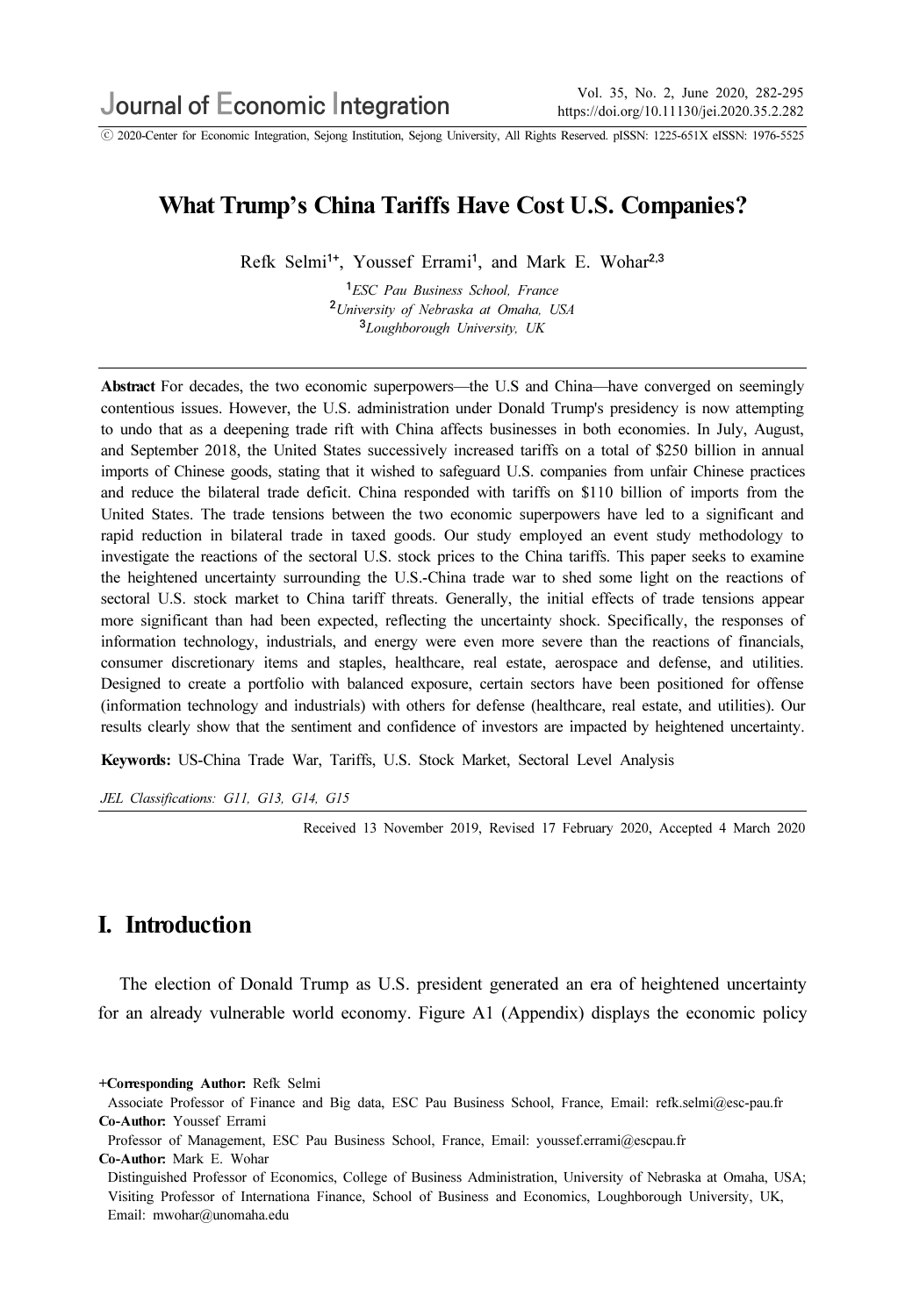# What Trump's China Tariffs Have Cost U.S. Companies?

Refk Selmi[1+], Youssef Errami[1], and Mark E. Wohar[2,3]

[1] *ESC Pau Business School, France*
[2] *University of Nebraska at Omaha, USA*
[3] *Loughborough University, UK*

**Abstract** For decades, the two economic superpowers—the U.S and China—have converged on seemingly contentious issues. However, the U.S. administration under Donald Trump's presidency is now attempting to undo that as a deepening trade rift with China affects businesses in both economies. In July, August, and September 2018, the United States successively increased tariffs on a total of $250 billion in annual imports of Chinese goods, stating that it wished to safeguard U.S. companies from unfair Chinese practices and reduce the bilateral trade deficit. China responded with tariffs on $110 billion of imports from the United States. The trade tensions between the two economic superpowers have led to a significant and rapid reduction in bilateral trade in taxed goods. Our study employed an event study methodology to investigate the reactions of the sectoral U.S. stock prices to the China tariffs. This paper seeks to examine the heightened uncertainty surrounding the U.S.-China trade war to shed some light on the reactions of sectoral U.S. stock market to China tariff threats. Generally, the initial effects of trade tensions appear more significant than had been expected, reflecting the uncertainty shock. Specifically, the responses of information technology, industrials, and energy were even more severe than the reactions of financials, consumer discretionary items and staples, healthcare, real estate, aerospace and defense, and utilities. Designed to create a portfolio with balanced exposure, certain sectors have been positioned for offense (information technology and industrials) with others for defense (healthcare, real estate, and utilities). Our results clearly show that the sentiment and confidence of investors are impacted by heightened uncertainty.

**Keywords:** US-China Trade War, Tariffs, U.S. Stock Market, Sectoral Level Analysis

*JEL Classifications: G11, G13, G14, G15*

Received 13 November 2019, Revised 17 February 2020, Accepted 4 March 2020

## I. Introduction

The election of Donald Trump as U.S. president generated an era of heightened uncertainty for an already vulnerable world economy. Figure A1 (Appendix) displays the economic policy

**+Corresponding Author:** Refk Selmi
Associate Professor of Finance and Big data, ESC Pau Business School, France, Email: refk.selmi@esc-pau.fr
**Co-Author:** Youssef Errami
Professor of Management, ESC Pau Business School, France, Email: youssef.errami@escpau.fr
**Co-Author:** Mark E. Wohar
Distinguished Professor of Economics, College of Business Administration, University of Nebraska at Omaha, USA; Visiting Professor of Internationa Finance, School of Business and Economics, Loughborough University, UK, Email: mwohar@unomaha.edu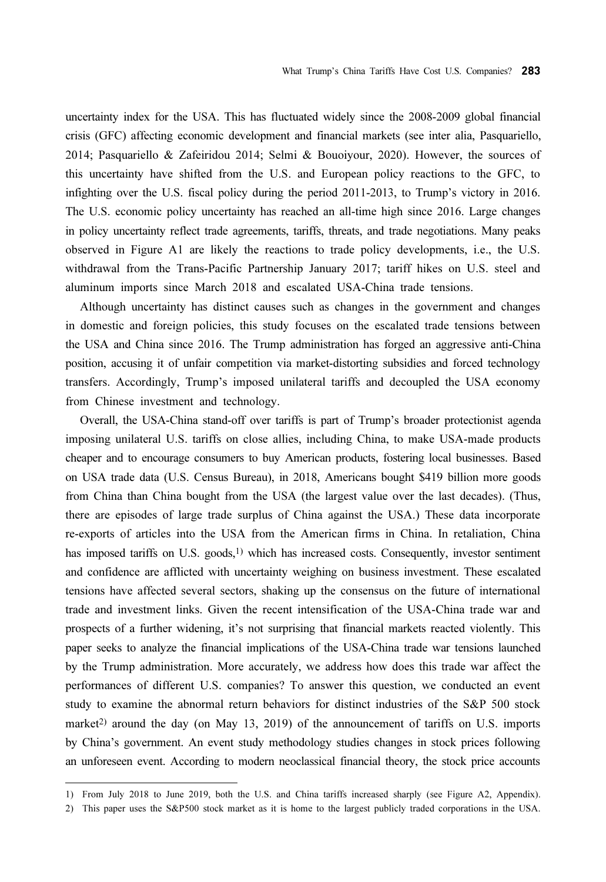uncertainty index for the USA. This has fluctuated widely since the 2008-2009 global financial crisis (GFC) affecting economic development and financial markets (see inter alia, Pasquariello, 2014; Pasquariello & Zafeiridou 2014; Selmi & Bouoiyour, 2020). However, the sources of this uncertainty have shifted from the U.S. and European policy reactions to the GFC, to infighting over the U.S. fiscal policy during the period 2011-2013, to Trump's victory in 2016. The U.S. economic policy uncertainty has reached an all-time high since 2016. Large changes in policy uncertainty reflect trade agreements, tariffs, threats, and trade negotiations. Many peaks observed in Figure A1 are likely the reactions to trade policy developments, i.e., the U.S. withdrawal from the Trans-Pacific Partnership January 2017; tariff hikes on U.S. steel and aluminum imports since March 2018 and escalated USA-China trade tensions.

Although uncertainty has distinct causes such as changes in the government and changes in domestic and foreign policies, this study focuses on the escalated trade tensions between the USA and China since 2016. The Trump administration has forged an aggressive anti-China position, accusing it of unfair competition via market-distorting subsidies and forced technology transfers. Accordingly, Trump's imposed unilateral tariffs and decoupled the USA economy from Chinese investment and technology.

Overall, the USA-China stand-off over tariffs is part of Trump's broader protectionist agenda imposing unilateral U.S. tariffs on close allies, including China, to make USA-made products cheaper and to encourage consumers to buy American products, fostering local businesses. Based on USA trade data (U.S. Census Bureau), in 2018, Americans bought $419 billion more goods from China than China bought from the USA (the largest value over the last decades). (Thus, there are episodes of large trade surplus of China against the USA.) These data incorporate re-exports of articles into the USA from the American firms in China. In retaliation, China has imposed tariffs on U.S. goods,[1] which has increased costs. Consequently, investor sentiment and confidence are afflicted with uncertainty weighing on business investment. These escalated tensions have affected several sectors, shaking up the consensus on the future of international trade and investment links. Given the recent intensification of the USA-China trade war and prospects of a further widening, it's not surprising that financial markets reacted violently. This paper seeks to analyze the financial implications of the USA-China trade war tensions launched by the Trump administration. More accurately, we address how does this trade war affect the performances of different U.S. companies? To answer this question, we conducted an event study to examine the abnormal return behaviors for distinct industries of the S&P 500 stock market[2] around the day (on May 13, 2019) of the announcement of tariffs on U.S. imports by China's government. An event study methodology studies changes in stock prices following an unforeseen event. According to modern neoclassical financial theory, the stock price accounts

---

1) From July 2018 to June 2019, both the U.S. and China tariffs increased sharply (see Figure A2, Appendix).

2) This paper uses the S&P500 stock market as it is home to the largest publicly traded corporations in the USA.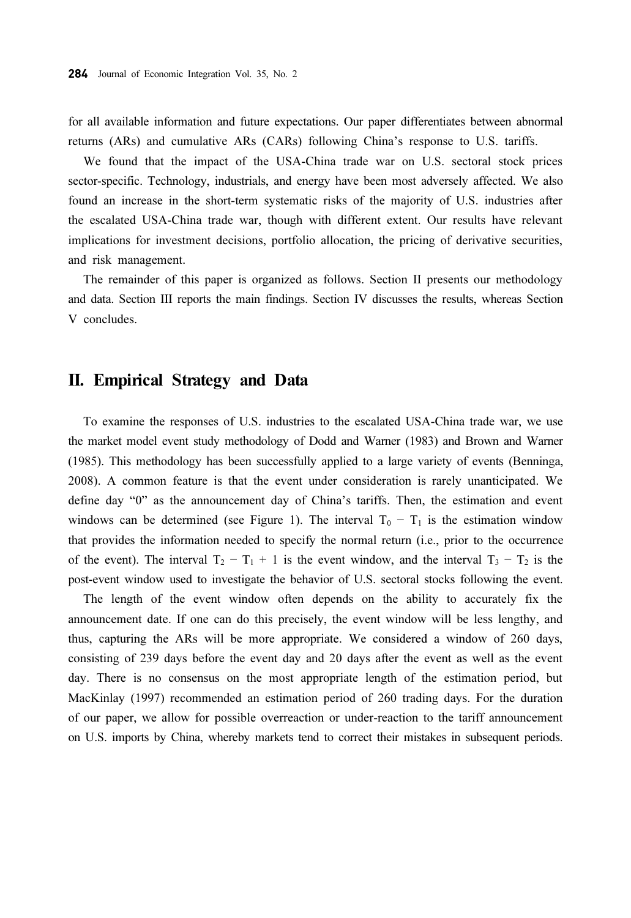for all available information and future expectations. Our paper differentiates between abnormal returns (ARs) and cumulative ARs (CARs) following China's response to U.S. tariffs.

We found that the impact of the USA-China trade war on U.S. sectoral stock prices sector-specific. Technology, industrials, and energy have been most adversely affected. We also found an increase in the short-term systematic risks of the majority of U.S. industries after the escalated USA-China trade war, though with different extent. Our results have relevant implications for investment decisions, portfolio allocation, the pricing of derivative securities, and risk management.

The remainder of this paper is organized as follows. Section II presents our methodology and data. Section III reports the main findings. Section IV discusses the results, whereas Section V concludes.

## II. Empirical Strategy and Data

To examine the responses of U.S. industries to the escalated USA-China trade war, we use the market model event study methodology of Dodd and Warner (1983) and Brown and Warner (1985). This methodology has been successfully applied to a large variety of events (Benninga, 2008). A common feature is that the event under consideration is rarely unanticipated. We define day "0" as the announcement day of China's tariffs. Then, the estimation and event windows can be determined (see Figure 1). The interval $T_0 - T_1$ is the estimation window that provides the information needed to specify the normal return (i.e., prior to the occurrence of the event). The interval $T_2 - T_1 + 1$ is the event window, and the interval $T_3 - T_2$ is the post-event window used to investigate the behavior of U.S. sectoral stocks following the event.

The length of the event window often depends on the ability to accurately fix the announcement date. If one can do this precisely, the event window will be less lengthy, and thus, capturing the ARs will be more appropriate. We considered a window of 260 days, consisting of 239 days before the event day and 20 days after the event as well as the event day. There is no consensus on the most appropriate length of the estimation period, but MacKinlay (1997) recommended an estimation period of 260 trading days. For the duration of our paper, we allow for possible overreaction or under-reaction to the tariff announcement on U.S. imports by China, whereby markets tend to correct their mistakes in subsequent periods.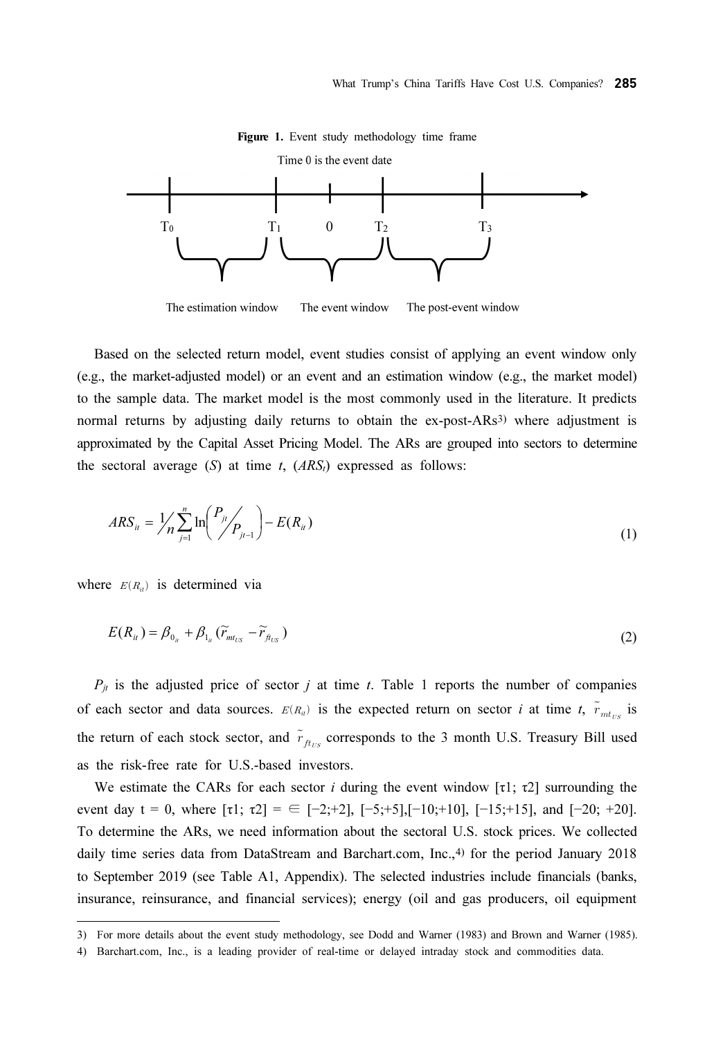**Figure 1.** Event study methodology time frame

Time 0 is the event date

T0 T1 0 T2 T3

The estimation window The event window The post-event window

Based on the selected return model, event studies consist of applying an event window only (e.g., the market-adjusted model) or an event and an estimation window (e.g., the market model) to the sample data. The market model is the most commonly used in the literature. It predicts normal returns by adjusting daily returns to obtain the ex-post-ARs[3] where adjustment is approximated by the Capital Asset Pricing Model. The ARs are grouped into sectors to determine the sectoral average ($S$) at time $t$, ($ARS_t$) expressed as follows:

$$ARS_{it} = \frac{1}{n}\sum_{j=1}^{n} \ln\left(\frac{P_{jt}}{P_{jt-1}}\right) - E(R_{it}) \tag{1}$$

where $E(R_{it})$ is determined via

$$E(R_{it}) = \beta_{0_{it}} + \beta_{1_{it}}(\widetilde{r}_{mt_{US}} - \widetilde{r}_{ft_{US}}) \tag{2}$$

$P_{jt}$ is the adjusted price of sector $j$ at time $t$. Table 1 reports the number of companies of each sector and data sources. $E(R_{it})$ is the expected return on sector $i$ at time $t$, $\widetilde{r}_{mt_{US}}$ is the return of each stock sector, and $\widetilde{r}_{ft_{US}}$ corresponds to the 3 month U.S. Treasury Bill used as the risk-free rate for U.S.-based investors.

We estimate the CARs for each sector $i$ during the event window [τ1; τ2] surrounding the event day t = 0, where [τ1; τ2] = ∈ [−2;+2], [−5;+5],[−10;+10], [−15;+15], and [−20; +20]. To determine the ARs, we need information about the sectoral U.S. stock prices. We collected daily time series data from DataStream and Barchart.com, Inc.,[4] for the period January 2018 to September 2019 (see Table A1, Appendix). The selected industries include financials (banks, insurance, reinsurance, and financial services); energy (oil and gas producers, oil equipment

---

3) For more details about the event study methodology, see Dodd and Warner (1983) and Brown and Warner (1985).

4) Barchart.com, Inc., is a leading provider of real-time or delayed intraday stock and commodities data.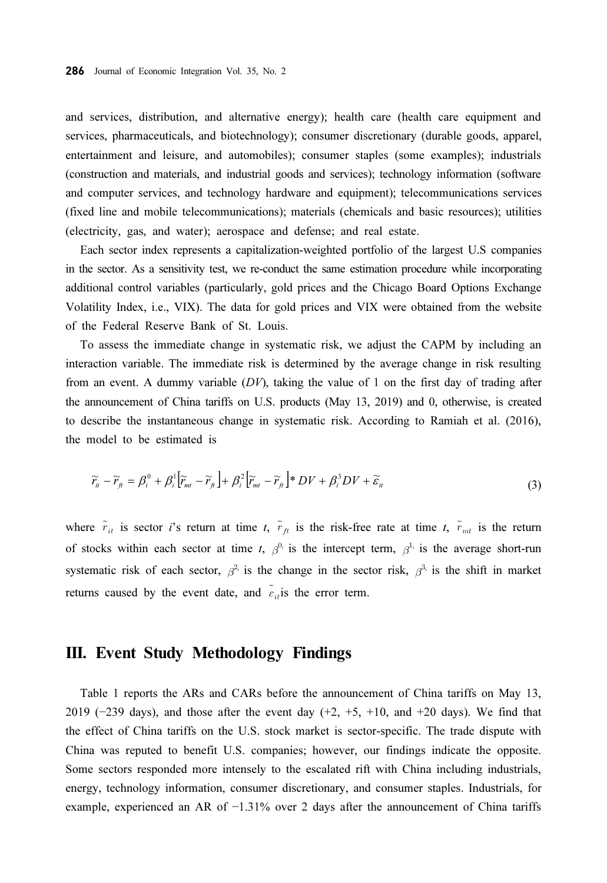and services, distribution, and alternative energy); health care (health care equipment and services, pharmaceuticals, and biotechnology); consumer discretionary (durable goods, apparel, entertainment and leisure, and automobiles); consumer staples (some examples); industrials (construction and materials, and industrial goods and services); technology information (software and computer services, and technology hardware and equipment); telecommunications services (fixed line and mobile telecommunications); materials (chemicals and basic resources); utilities (electricity, gas, and water); aerospace and defense; and real estate.

Each sector index represents a capitalization-weighted portfolio of the largest U.S companies in the sector. As a sensitivity test, we re-conduct the same estimation procedure while incorporating additional control variables (particularly, gold prices and the Chicago Board Options Exchange Volatility Index, i.e., VIX). The data for gold prices and VIX were obtained from the website of the Federal Reserve Bank of St. Louis.

To assess the immediate change in systematic risk, we adjust the CAPM by including an interaction variable. The immediate risk is determined by the average change in risk resulting from an event. A dummy variable (*DV*), taking the value of 1 on the first day of trading after the announcement of China tariffs on U.S. products (May 13, 2019) and 0, otherwise, is created to describe the instantaneous change in systematic risk. According to Ramiah et al. (2016), the model to be estimated is

$$\tilde{r}_{it} - \tilde{r}_{ft} = \beta_i^0 + \beta_i^1\left[\tilde{r}_{mt} - \tilde{r}_{ft}\right] + \beta_i^2\left[\tilde{r}_{mt} - \tilde{r}_{ft}\right] * DV + \beta_i^3 DV + \tilde{\varepsilon}_{it} \tag{3}$$

where $\tilde{r}_{it}$ is sector *i*'s return at time *t*, $\tilde{r}_{ft}$ is the risk-free rate at time *t*, $\tilde{r}_{mt}$ is the return of stocks within each sector at time *t*, $\beta^{0_i}$ is the intercept term, $\beta^{1_i}$ is the average short-run systematic risk of each sector, $\beta^{2_i}$ is the change in the sector risk, $\beta^{3_i}$ is the shift in market returns caused by the event date, and $\tilde{\varepsilon}_{it}$ is the error term.

## III. Event Study Methodology Findings

Table 1 reports the ARs and CARs before the announcement of China tariffs on May 13, 2019 (−239 days), and those after the event day (+2, +5, +10, and +20 days). We find that the effect of China tariffs on the U.S. stock market is sector-specific. The trade dispute with China was reputed to benefit U.S. companies; however, our findings indicate the opposite. Some sectors responded more intensely to the escalated rift with China including industrials, energy, technology information, consumer discretionary, and consumer staples. Industrials, for example, experienced an AR of −1.31% over 2 days after the announcement of China tariffs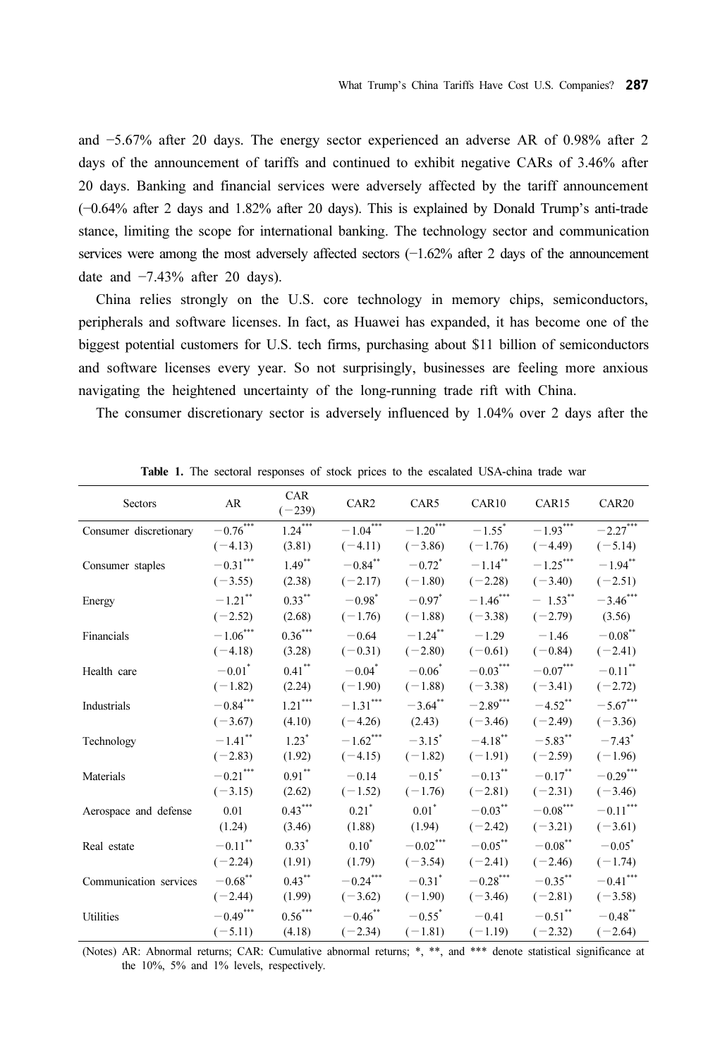and −5.67% after 20 days. The energy sector experienced an adverse AR of 0.98% after 2 days of the announcement of tariffs and continued to exhibit negative CARs of 3.46% after 20 days. Banking and financial services were adversely affected by the tariff announcement (−0.64% after 2 days and 1.82% after 20 days). This is explained by Donald Trump's anti-trade stance, limiting the scope for international banking. The technology sector and communication services were among the most adversely affected sectors (−1.62% after 2 days of the announcement date and −7.43% after 20 days).

China relies strongly on the U.S. core technology in memory chips, semiconductors, peripherals and software licenses. In fact, as Huawei has expanded, it has become one of the biggest potential customers for U.S. tech firms, purchasing about $11 billion of semiconductors and software licenses every year. So not surprisingly, businesses are feeling more anxious navigating the heightened uncertainty of the long-running trade rift with China.

The consumer discretionary sector is adversely influenced by 1.04% over 2 days after the

**Table 1.** The sectoral responses of stock prices to the escalated USA-china trade war

| Sectors | AR | CAR (−239) | CAR2 | CAR5 | CAR10 | CAR15 | CAR20 |
|---|---|---|---|---|---|---|---|
| Consumer discretionary | −0.76*** | 1.24*** | −1.04*** | −1.20*** | −1.55* | −1.93*** | −2.27*** |
| | (−4.13) | (3.81) | (−4.11) | (−3.86) | (−1.76) | (−4.49) | (−5.14) |
| Consumer staples | −0.31*** | 1.49** | −0.84** | −0.72* | −1.14** | −1.25*** | −1.94** |
| | (−3.55) | (2.38) | (−2.17) | (−1.80) | (−2.28) | (−3.40) | (−2.51) |
| Energy | −1.21** | 0.33** | −0.98* | −0.97* | −1.46*** | − 1.53** | −3.46*** |
| | (−2.52) | (2.68) | (−1.76) | (−1.88) | (−3.38) | (−2.79) | (3.56) |
| Financials | −1.06*** | 0.36*** | −0.64 | −1.24** | −1.29 | −1.46 | −0.08** |
| | (−4.18) | (3.28) | (−0.31) | (−2.80) | (−0.61) | (−0.84) | (−2.41) |
| Health care | −0.01* | 0.41** | −0.04* | −0.06* | −0.03*** | −0.07*** | −0.11** |
| | (−1.82) | (2.24) | (−1.90) | (−1.88) | (−3.38) | (−3.41) | (−2.72) |
| Industrials | −0.84*** | 1.21*** | −1.31*** | −3.64** | −2.89*** | −4.52** | −5.67*** |
| | (−3.67) | (4.10) | (−4.26) | (2.43) | (−3.46) | (−2.49) | (−3.36) |
| Technology | −1.41** | 1.23* | −1.62*** | −3.15* | −4.18** | −5.83** | −7.43* |
| | (−2.83) | (1.92) | (−4.15) | (−1.82) | (−1.91) | (−2.59) | (−1.96) |
| Materials | −0.21*** | 0.91** | −0.14 | −0.15* | −0.13** | −0.17** | −0.29*** |
| | (−3.15) | (2.62) | (−1.52) | (−1.76) | (−2.81) | (−2.31) | (−3.46) |
| Aerospace and defense | 0.01 | 0.43*** | 0.21* | 0.01* | −0.03** | −0.08*** | −0.11*** |
| | (1.24) | (3.46) | (1.88) | (1.94) | (−2.42) | (−3.21) | (−3.61) |
| Real estate | −0.11** | 0.33* | 0.10* | −0.02*** | −0.05** | −0.08** | −0.05* |
| | (−2.24) | (1.91) | (1.79) | (−3.54) | (−2.41) | (−2.46) | (−1.74) |
| Communication services | −0.68** | 0.43** | −0.24*** | −0.31* | −0.28*** | −0.35** | −0.41*** |
| | (−2.44) | (1.99) | (−3.62) | (−1.90) | (−3.46) | (−2.81) | (−3.58) |
| Utilities | −0.49*** | 0.56*** | −0.46** | −0.55* | −0.41 | −0.51** | −0.48** |
| | (−5.11) | (4.18) | (−2.34) | (−1.81) | (−1.19) | (−2.32) | (−2.64) |

(Notes) AR: Abnormal returns; CAR: Cumulative abnormal returns; *, **, and *** denote statistical significance at the 10%, 5% and 1% levels, respectively.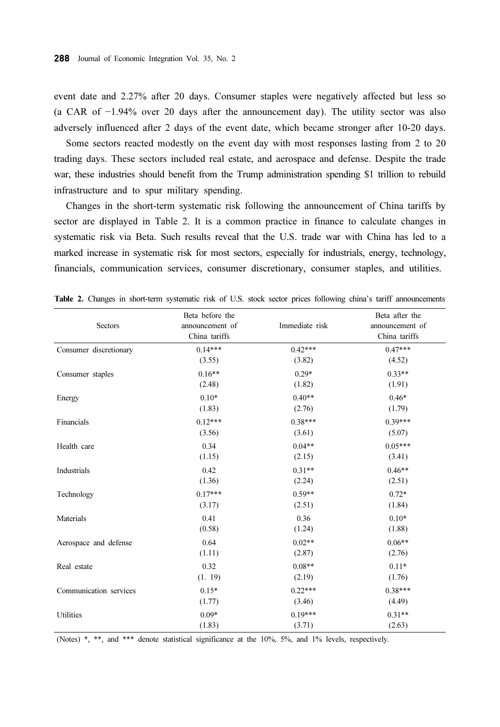event date and 2.27% after 20 days. Consumer staples were negatively affected but less so (a CAR of −1.94% over 20 days after the announcement day). The utility sector was also adversely influenced after 2 days of the event date, which became stronger after 10-20 days.

Some sectors reacted modestly on the event day with most responses lasting from 2 to 20 trading days. These sectors included real estate, and aerospace and defense. Despite the trade war, these industries should benefit from the Trump administration spending $1 trillion to rebuild infrastructure and to spur military spending.

Changes in the short-term systematic risk following the announcement of China tariffs by sector are displayed in Table 2. It is a common practice in finance to calculate changes in systematic risk via Beta. Such results reveal that the U.S. trade war with China has led to a marked increase in systematic risk for most sectors, especially for industrials, energy, technology, financials, communication services, consumer discretionary, consumer staples, and utilities.

**Table 2.** Changes in short-term systematic risk of U.S. stock sector prices following china's tariff announcements

| Sectors | Beta before the announcement of China tariffs | Immediate risk | Beta after the announcement of China tariffs |
|---|---|---|---|
| Consumer discretionary | 0.14*** | 0.42*** | 0.47*** |
| | (3.55) | (3.82) | (4.52) |
| Consumer staples | 0.16** | 0.29* | 0.33** |
| | (2.48) | (1.82) | (1.91) |
| Energy | 0.10* | 0.40** | 0.46* |
| | (1.83) | (2.76) | (1.79) |
| Financials | 0.12*** | 0.38*** | 0.39*** |
| | (3.56) | (3.61) | (5.07) |
| Health care | 0.34 | 0.04** | 0.05*** |
| | (1.15) | (2.15) | (3.41) |
| Industrials | 0.42 | 0.31** | 0.46** |
| | (1.36) | (2.24) | (2.51) |
| Technology | 0.17*** | 0.59** | 0.72* |
| | (3.17) | (2.51) | (1.84) |
| Materials | 0.41 | 0.36 | 0.10* |
| | (0.58) | (1.24) | (1.88) |
| Aerospace and defense | 0.64 | 0.02** | 0.06** |
| | (1.11) | (2.87) | (2.76) |
| Real estate | 0.32 | 0.08** | 0.11* |
| | (1. 19) | (2.19) | (1.76) |
| Communication services | 0.15* | 0.22*** | 0.38*** |
| | (1.77) | (3.46) | (4.49) |
| Utilities | 0.09* | 0.19*** | 0.31** |
| | (1.83) | (3.71) | (2.63) |

(Notes) *, **, and *** denote statistical significance at the 10%, 5%, and 1% levels, respectively.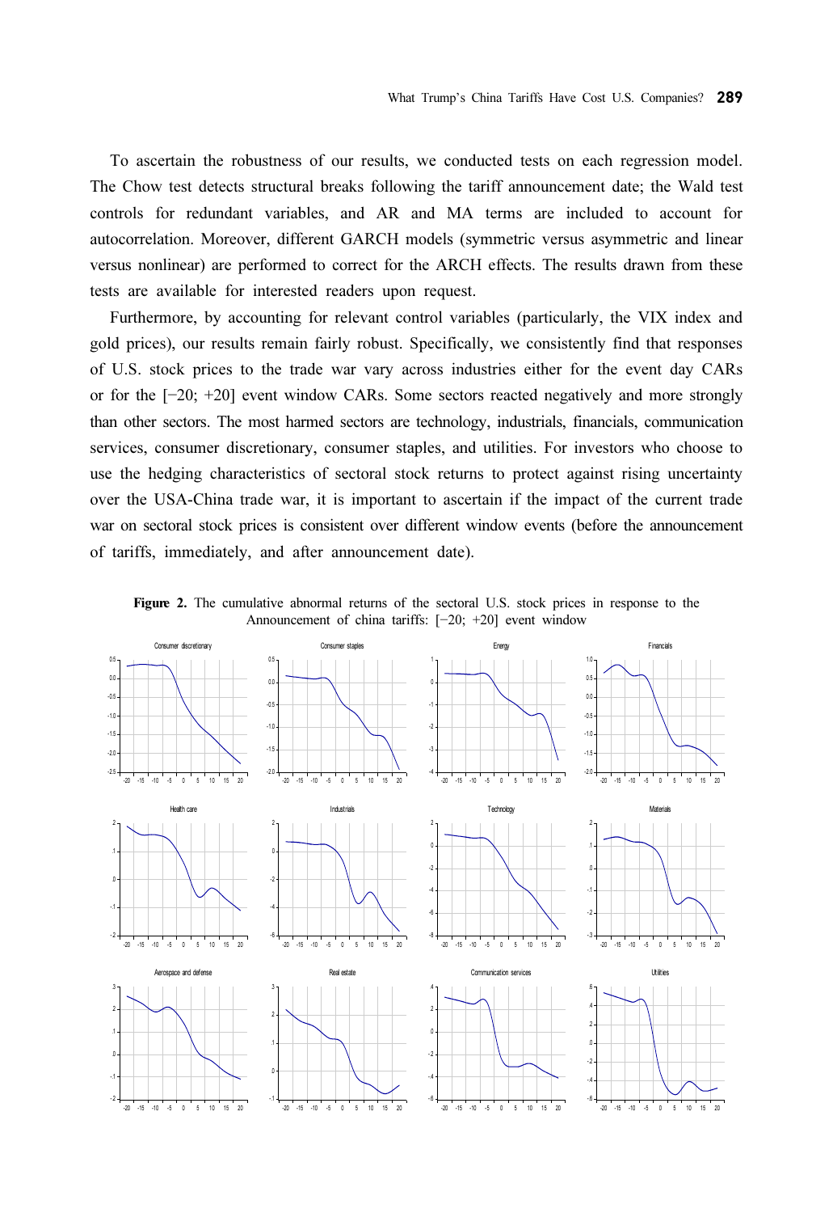To ascertain the robustness of our results, we conducted tests on each regression model. The Chow test detects structural breaks following the tariff announcement date; the Wald test controls for redundant variables, and AR and MA terms are included to account for autocorrelation. Moreover, different GARCH models (symmetric versus asymmetric and linear versus nonlinear) are performed to correct for the ARCH effects. The results drawn from these tests are available for interested readers upon request.

Furthermore, by accounting for relevant control variables (particularly, the VIX index and gold prices), our results remain fairly robust. Specifically, we consistently find that responses of U.S. stock prices to the trade war vary across industries either for the event day CARs or for the [−20; +20] event window CARs. Some sectors reacted negatively and more strongly than other sectors. The most harmed sectors are technology, industrials, financials, communication services, consumer discretionary, consumer staples, and utilities. For investors who choose to use the hedging characteristics of sectoral stock returns to protect against rising uncertainty over the USA-China trade war, it is important to ascertain if the impact of the current trade war on sectoral stock prices is consistent over different window events (before the announcement of tariffs, immediately, and after announcement date).

**Figure 2.** The cumulative abnormal returns of the sectoral U.S. stock prices in response to the Announcement of china tariffs: [−20; +20] event window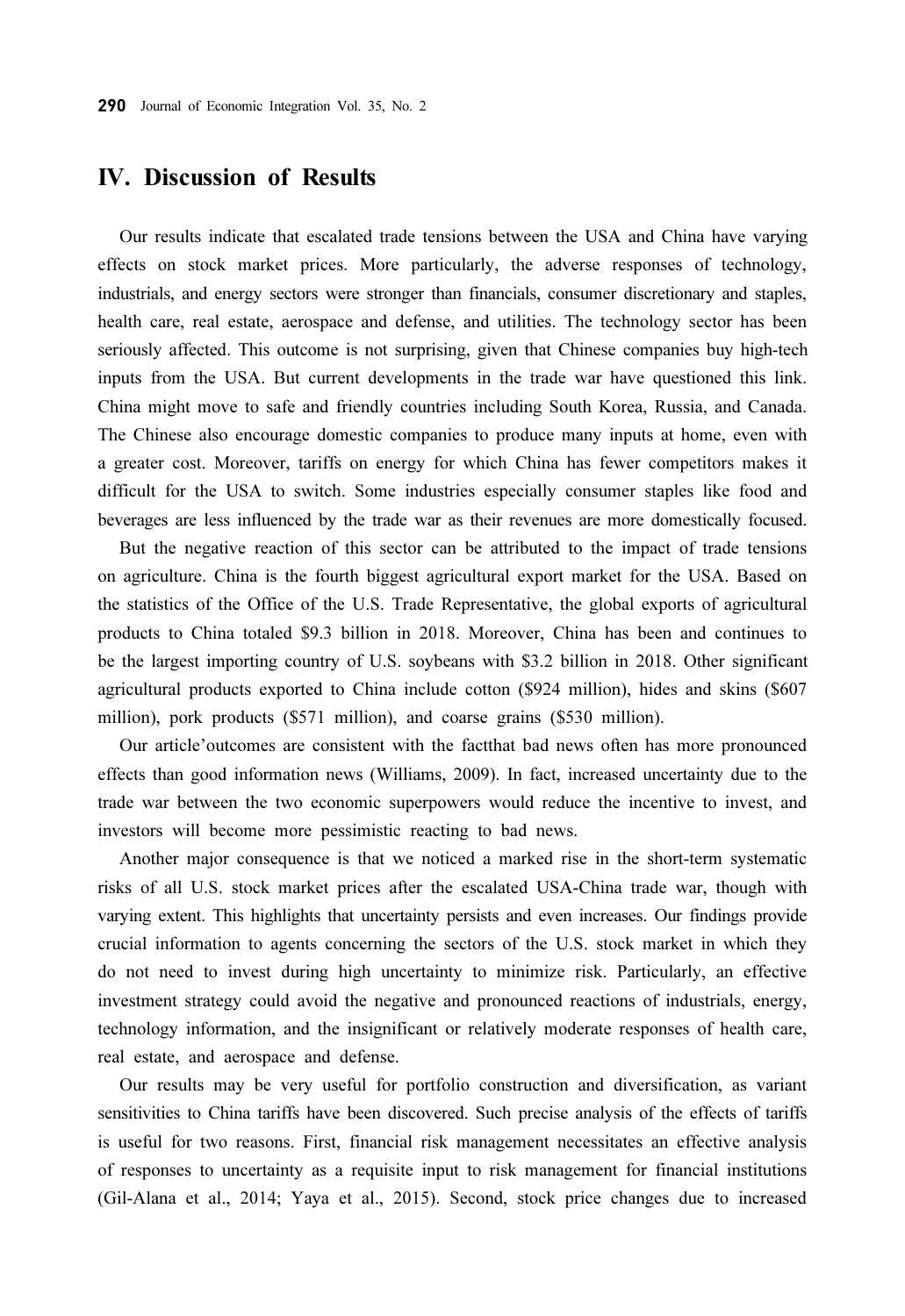## IV. Discussion of Results

Our results indicate that escalated trade tensions between the USA and China have varying effects on stock market prices. More particularly, the adverse responses of technology, industrials, and energy sectors were stronger than financials, consumer discretionary and staples, health care, real estate, aerospace and defense, and utilities. The technology sector has been seriously affected. This outcome is not surprising, given that Chinese companies buy high-tech inputs from the USA. But current developments in the trade war have questioned this link. China might move to safe and friendly countries including South Korea, Russia, and Canada. The Chinese also encourage domestic companies to produce many inputs at home, even with a greater cost. Moreover, tariffs on energy for which China has fewer competitors makes it difficult for the USA to switch. Some industries especially consumer staples like food and beverages are less influenced by the trade war as their revenues are more domestically focused.

But the negative reaction of this sector can be attributed to the impact of trade tensions on agriculture. China is the fourth biggest agricultural export market for the USA. Based on the statistics of the Office of the U.S. Trade Representative, the global exports of agricultural products to China totaled $9.3 billion in 2018. Moreover, China has been and continues to be the largest importing country of U.S. soybeans with $3.2 billion in 2018. Other significant agricultural products exported to China include cotton ($924 million), hides and skins ($607 million), pork products ($571 million), and coarse grains ($530 million).

Our article'outcomes are consistent with the factthat bad news often has more pronounced effects than good information news (Williams, 2009). In fact, increased uncertainty due to the trade war between the two economic superpowers would reduce the incentive to invest, and investors will become more pessimistic reacting to bad news.

Another major consequence is that we noticed a marked rise in the short-term systematic risks of all U.S. stock market prices after the escalated USA-China trade war, though with varying extent. This highlights that uncertainty persists and even increases. Our findings provide crucial information to agents concerning the sectors of the U.S. stock market in which they do not need to invest during high uncertainty to minimize risk. Particularly, an effective investment strategy could avoid the negative and pronounced reactions of industrials, energy, technology information, and the insignificant or relatively moderate responses of health care, real estate, and aerospace and defense.

Our results may be very useful for portfolio construction and diversification, as variant sensitivities to China tariffs have been discovered. Such precise analysis of the effects of tariffs is useful for two reasons. First, financial risk management necessitates an effective analysis of responses to uncertainty as a requisite input to risk management for financial institutions (Gil-Alana et al., 2014; Yaya et al., 2015). Second, stock price changes due to increased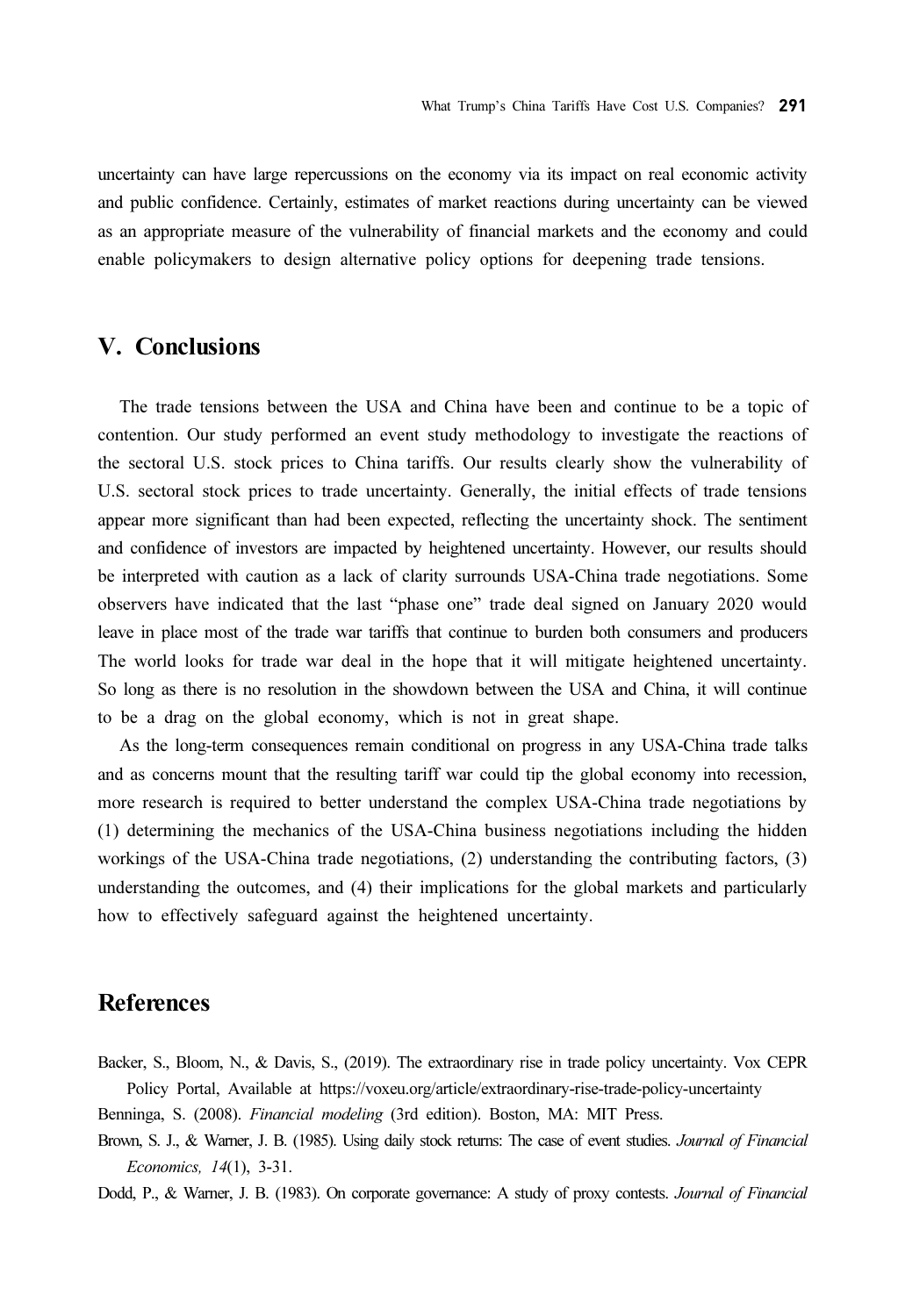uncertainty can have large repercussions on the economy via its impact on real economic activity and public confidence. Certainly, estimates of market reactions during uncertainty can be viewed as an appropriate measure of the vulnerability of financial markets and the economy and could enable policymakers to design alternative policy options for deepening trade tensions.

## V. Conclusions

The trade tensions between the USA and China have been and continue to be a topic of contention. Our study performed an event study methodology to investigate the reactions of the sectoral U.S. stock prices to China tariffs. Our results clearly show the vulnerability of U.S. sectoral stock prices to trade uncertainty. Generally, the initial effects of trade tensions appear more significant than had been expected, reflecting the uncertainty shock. The sentiment and confidence of investors are impacted by heightened uncertainty. However, our results should be interpreted with caution as a lack of clarity surrounds USA-China trade negotiations. Some observers have indicated that the last "phase one" trade deal signed on January 2020 would leave in place most of the trade war tariffs that continue to burden both consumers and producers The world looks for trade war deal in the hope that it will mitigate heightened uncertainty. So long as there is no resolution in the showdown between the USA and China, it will continue to be a drag on the global economy, which is not in great shape.

As the long-term consequences remain conditional on progress in any USA-China trade talks and as concerns mount that the resulting tariff war could tip the global economy into recession, more research is required to better understand the complex USA-China trade negotiations by (1) determining the mechanics of the USA-China business negotiations including the hidden workings of the USA-China trade negotiations, (2) understanding the contributing factors, (3) understanding the outcomes, and (4) their implications for the global markets and particularly how to effectively safeguard against the heightened uncertainty.

## References

Backer, S., Bloom, N., & Davis, S., (2019). The extraordinary rise in trade policy uncertainty. Vox CEPR Policy Portal, Available at https://voxeu.org/article/extraordinary-rise-trade-policy-uncertainty

Benninga, S. (2008). *Financial modeling* (3rd edition). Boston, MA: MIT Press.

Brown, S. J., & Warner, J. B. (1985). Using daily stock returns: The case of event studies. *Journal of Financial Economics, 14*(1), 3-31.

Dodd, P., & Warner, J. B. (1983). On corporate governance: A study of proxy contests. *Journal of Financial*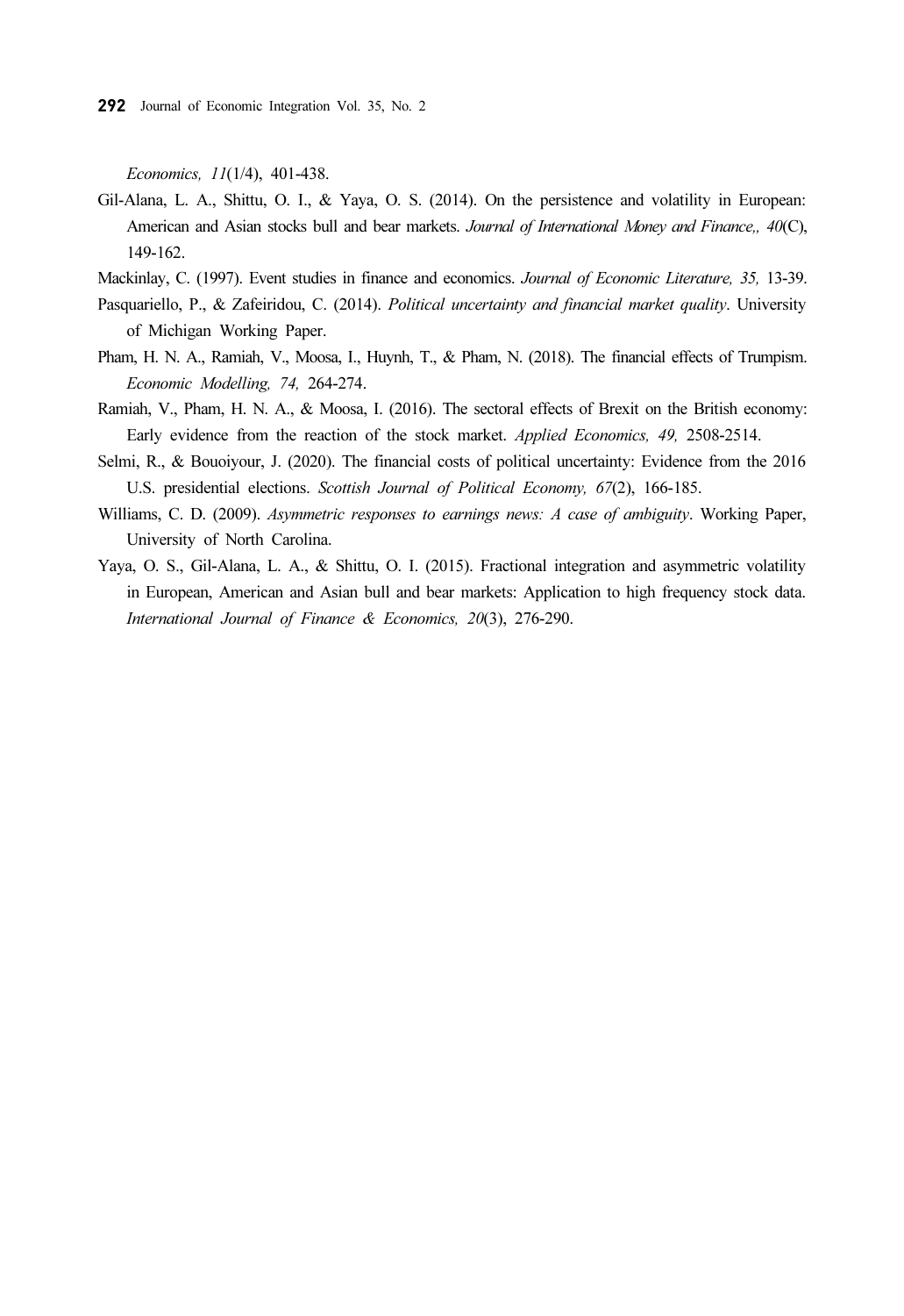*Economics, 11*(1/4), 401-438.

Gil-Alana, L. A., Shittu, O. I., & Yaya, O. S. (2014). On the persistence and volatility in European: American and Asian stocks bull and bear markets. *Journal of International Money and Finance,, 40*(C), 149-162.

Mackinlay, C. (1997). Event studies in finance and economics. *Journal of Economic Literature, 35,* 13-39.

Pasquariello, P., & Zafeiridou, C. (2014). *Political uncertainty and financial market quality*. University of Michigan Working Paper.

Pham, H. N. A., Ramiah, V., Moosa, I., Huynh, T., & Pham, N. (2018). The financial effects of Trumpism. *Economic Modelling, 74,* 264-274.

Ramiah, V., Pham, H. N. A., & Moosa, I. (2016). The sectoral effects of Brexit on the British economy: Early evidence from the reaction of the stock market. *Applied Economics, 49,* 2508-2514.

Selmi, R., & Bouoiyour, J. (2020). The financial costs of political uncertainty: Evidence from the 2016 U.S. presidential elections. *Scottish Journal of Political Economy, 67*(2), 166-185.

Williams, C. D. (2009). *Asymmetric responses to earnings news: A case of ambiguity*. Working Paper, University of North Carolina.

Yaya, O. S., Gil-Alana, L. A., & Shittu, O. I. (2015). Fractional integration and asymmetric volatility in European, American and Asian bull and bear markets: Application to high frequency stock data. *International Journal of Finance & Economics, 20*(3), 276-290.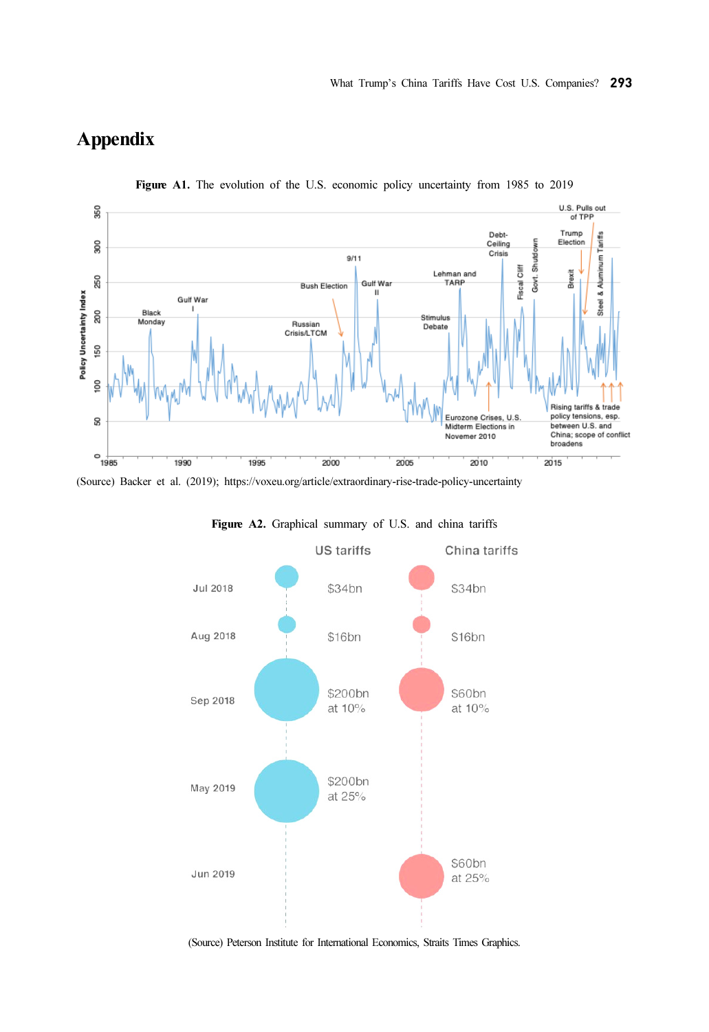# Appendix

**Figure A1.** The evolution of the U.S. economic policy uncertainty from 1985 to 2019

(Source) Backer et al. (2019); https://voxeu.org/article/extraordinary-rise-trade-policy-uncertainty

**Figure A2.** Graphical summary of U.S. and china tariffs

| | US tariffs | China tariffs |
|---|---|---|
| Jul 2018 | $34bn | $34bn |
| Aug 2018 | $16bn | $16bn |
| Sep 2018 | $200bn at 10% | $60bn at 10% |
| May 2019 | $200bn at 25% | |
| Jun 2019 | | $60bn at 25% |

(Source) Peterson Institute for International Economics, Straits Times Graphics.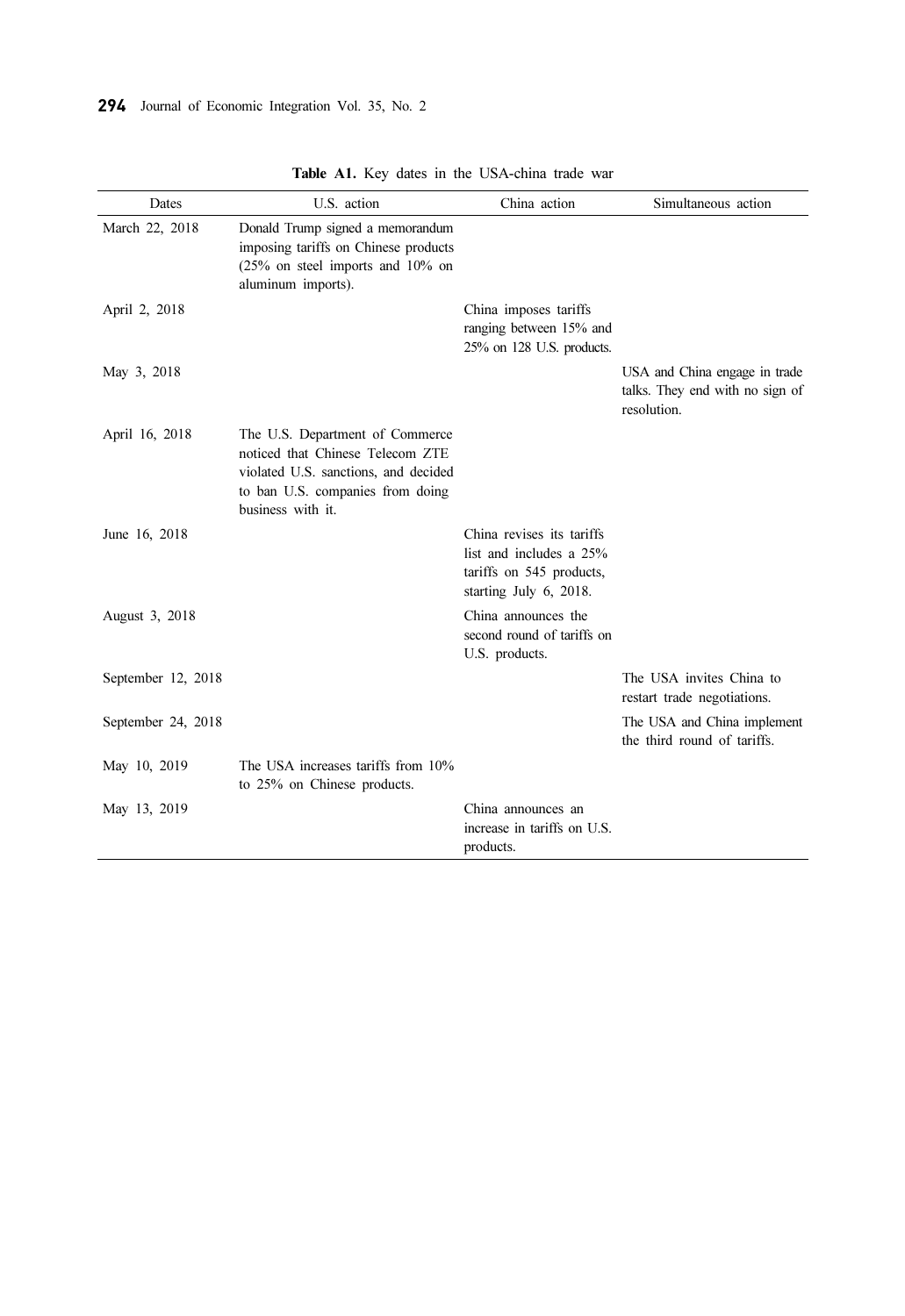**Table A1.** Key dates in the USA-china trade war

| Dates | U.S. action | China action | Simultaneous action |
|---|---|---|---|
| March 22, 2018 | Donald Trump signed a memorandum imposing tariffs on Chinese products (25% on steel imports and 10% on aluminum imports). | | |
| April 2, 2018 | | China imposes tariffs ranging between 15% and 25% on 128 U.S. products. | |
| May 3, 2018 | | | USA and China engage in trade talks. They end with no sign of resolution. |
| April 16, 2018 | The U.S. Department of Commerce noticed that Chinese Telecom ZTE violated U.S. sanctions, and decided to ban U.S. companies from doing business with it. | | |
| June 16, 2018 | | China revises its tariffs list and includes a 25% tariffs on 545 products, starting July 6, 2018. | |
| August 3, 2018 | | China announces the second round of tariffs on U.S. products. | |
| September 12, 2018 | | | The USA invites China to restart trade negotiations. |
| September 24, 2018 | | | The USA and China implement the third round of tariffs. |
| May 10, 2019 | The USA increases tariffs from 10% to 25% on Chinese products. | | |
| May 13, 2019 | | China announces an increase in tariffs on U.S. products. | |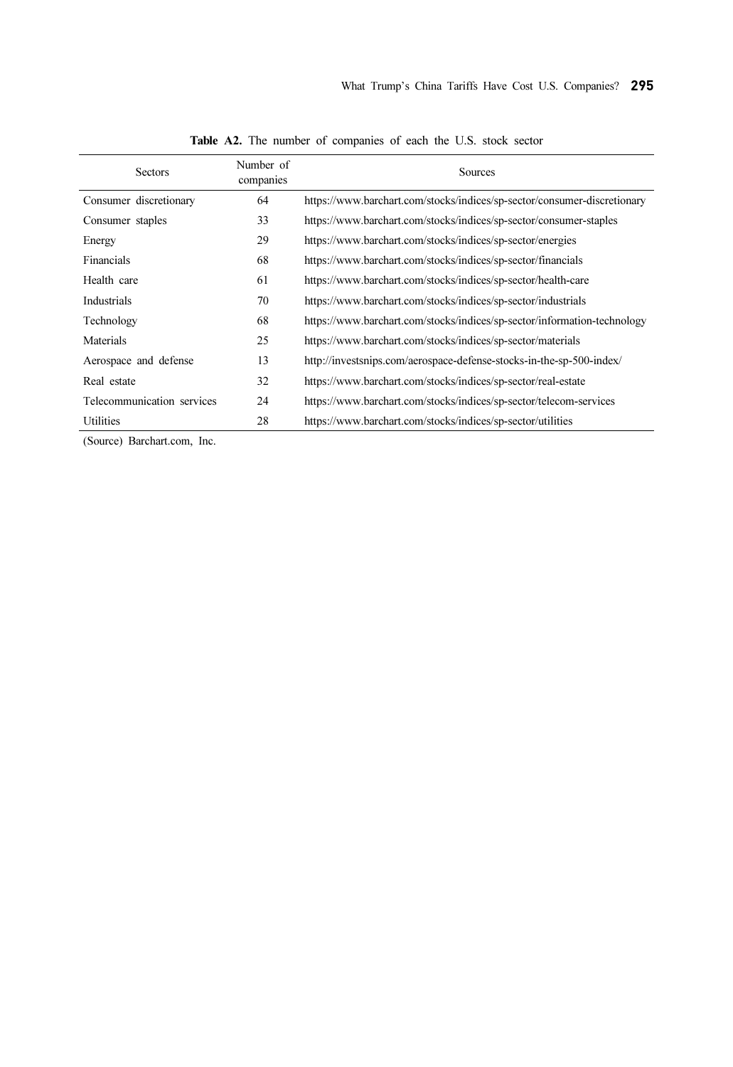**Table A2.** The number of companies of each the U.S. stock sector

| Sectors | Number of companies | Sources |
| --- | --- | --- |
| Consumer discretionary | 64 | https://www.barchart.com/stocks/indices/sp-sector/consumer-discretionary |
| Consumer staples | 33 | https://www.barchart.com/stocks/indices/sp-sector/consumer-staples |
| Energy | 29 | https://www.barchart.com/stocks/indices/sp-sector/energies |
| Financials | 68 | https://www.barchart.com/stocks/indices/sp-sector/financials |
| Health care | 61 | https://www.barchart.com/stocks/indices/sp-sector/health-care |
| Industrials | 70 | https://www.barchart.com/stocks/indices/sp-sector/industrials |
| Technology | 68 | https://www.barchart.com/stocks/indices/sp-sector/information-technology |
| Materials | 25 | https://www.barchart.com/stocks/indices/sp-sector/materials |
| Aerospace and defense | 13 | http://investsnips.com/aerospace-defense-stocks-in-the-sp-500-index/ |
| Real estate | 32 | https://www.barchart.com/stocks/indices/sp-sector/real-estate |
| Telecommunication services | 24 | https://www.barchart.com/stocks/indices/sp-sector/telecom-services |
| Utilities | 28 | https://www.barchart.com/stocks/indices/sp-sector/utilities |

(Source) Barchart.com, Inc.